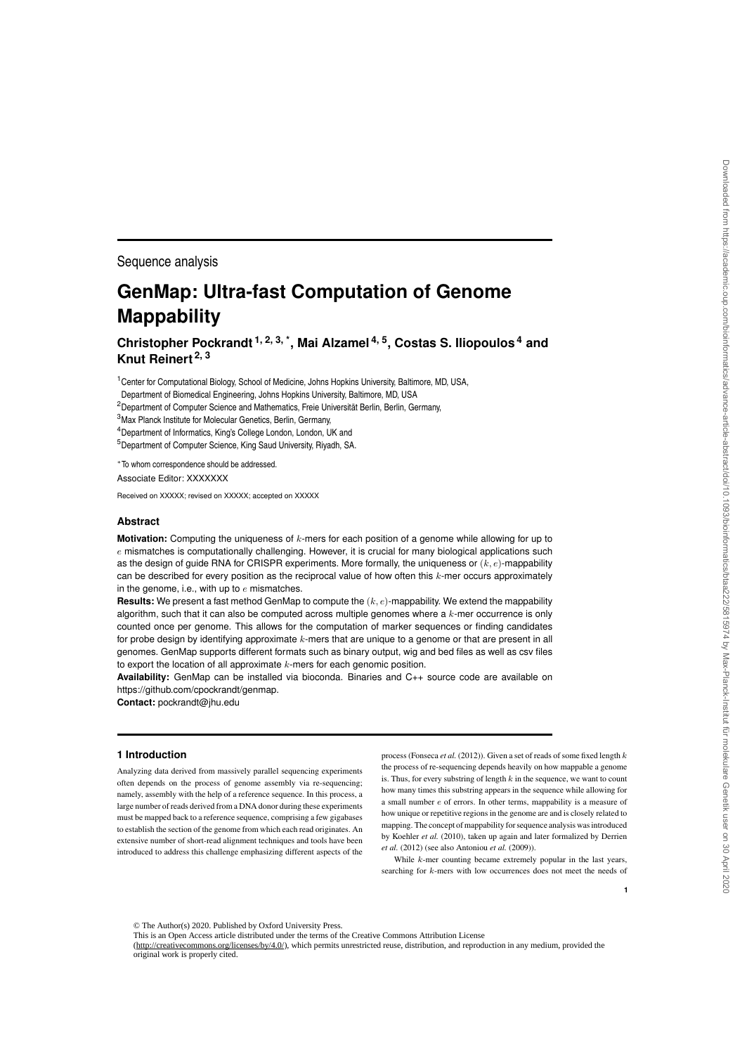Sequence analysis

# GenMap: Ultra-fast Computation of Genome Mappability

**Christopher Pockrandt [1, 2, 3, *], Mai Alzamel [4, 5], Costas S. Iliopoulos [4] and Knut Reinert [2, 3]**

[1]Center for Computational Biology, School of Medicine, Johns Hopkins University, Baltimore, MD, USA, Department of Biomedical Engineering, Johns Hopkins University, Baltimore, MD, USA

[2]Department of Computer Science and Mathematics, Freie Universität Berlin, Berlin, Germany,

[3]Max Planck Institute for Molecular Genetics, Berlin, Germany,

[4]Department of Informatics, King's College London, London, UK and

[5]Department of Computer Science, King Saud University, Riyadh, SA.

*To whom correspondence should be addressed.

Associate Editor: XXXXXXX

Received on XXXXX; revised on XXXXX; accepted on XXXXX

## Abstract

**Motivation:** Computing the uniqueness of $k$-mers for each position of a genome while allowing for up to $e$ mismatches is computationally challenging. However, it is crucial for many biological applications such as the design of guide RNA for CRISPR experiments. More formally, the uniqueness or $(k, e)$-mappability can be described for every position as the reciprocal value of how often this $k$-mer occurs approximately in the genome, i.e., with up to $e$ mismatches.

**Results:** We present a fast method GenMap to compute the $(k, e)$-mappability. We extend the mappability algorithm, such that it can also be computed across multiple genomes where a $k$-mer occurrence is only counted once per genome. This allows for the computation of marker sequences or finding candidates for probe design by identifying approximate $k$-mers that are unique to a genome or that are present in all genomes. GenMap supports different formats such as binary output, wig and bed files as well as csv files to export the location of all approximate $k$-mers for each genomic position.

**Availability:** GenMap can be installed via bioconda. Binaries and C++ source code are available on https://github.com/cpockrandt/genmap.

**Contact:** pockrandt@jhu.edu

## 1 Introduction

Analyzing data derived from massively parallel sequencing experiments often depends on the process of genome assembly via re-sequencing; namely, assembly with the help of a reference sequence. In this process, a large number of reads derived from a DNA donor during these experiments must be mapped back to a reference sequence, comprising a few gigabases to establish the section of the genome from which each read originates. An extensive number of short-read alignment techniques and tools have been introduced to address this challenge emphasizing different aspects of the process (Fonseca *et al.* (2012)). Given a set of reads of some fixed length $k$ the process of re-sequencing depends heavily on how mappable a genome is. Thus, for every substring of length $k$ in the sequence, we want to count how many times this substring appears in the sequence while allowing for a small number $e$ of errors. In other terms, mappability is a measure of how unique or repetitive regions in the genome are and is closely related to mapping. The concept of mappability for sequence analysis was introduced by Koehler *et al.* (2010), taken up again and later formalized by Derrien *et al.* (2012) (see also Antoniou *et al.* (2009)).

While $k$-mer counting became extremely popular in the last years, searching for $k$-mers with low occurrences does not meet the needs of

© The Author(s) 2020. Published by Oxford University Press.
This is an Open Access article distributed under the terms of the Creative Commons Attribution License (http://creativecommons.org/licenses/by/4.0/), which permits unrestricted reuse, distribution, and reproduction in any medium, provided the original work is properly cited.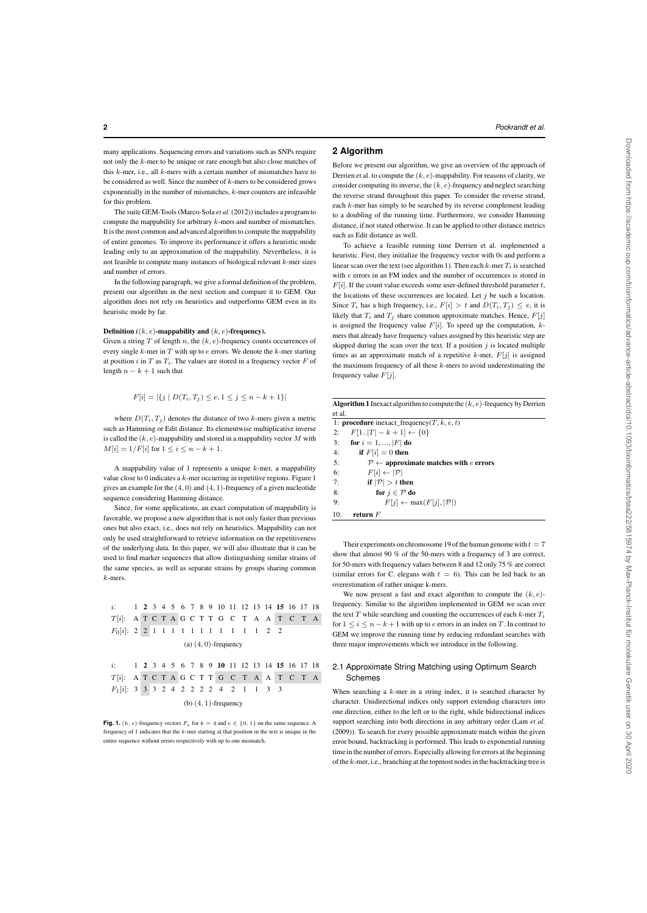many applications. Sequencing errors and variations such as SNPs require not only the $k$-mer to be unique or rare enough but also close matches of this $k$-mer, i.e., all $k$-mers with a certain number of mismatches have to be considered as well. Since the number of $k$-mers to be considered grows exponentially in the number of mismatches, $k$-mer counters are infeasible for this problem.

The suite GEM-Tools (Marco-Sola *et al.* (2012)) includes a program to compute the mappability for arbitrary $k$-mers and number of mismatches. It is the most common and advanced algorithm to compute the mappability of entire genomes. To improve its performance it offers a heuristic mode leading only to an approximation of the mappability. Nevertheless, it is not feasible to compute many instances of biological relevant $k$-mer sizes and number of errors.

In the following paragraph, we give a formal definition of the problem, present our algorithm in the next section and compare it to GEM. Our algorithm does not rely on heuristics and outperforms GEM even in its heuristic mode by far.

**Definition ($(k, e)$-mappability and $(k, e)$-frequency).**
Given a string $T$ of length $n$, the $(k, e)$-frequency counts occurrences of every single $k$-mer in $T$ with up to $e$ errors. We denote the $k$-mer starting at position $i$ in $T$ as $T_i$. The values are stored in a frequency vector $F$ of length $n - k + 1$ such that

$$F[i] = |\{j \mid D(T_i, T_j) \leq e, 1 \leq j \leq n - k + 1\}|$$

where $D(T_i, T_j)$ denotes the distance of two $k$-mers given a metric such as Hamming or Edit distance. Its elementwise multiplicative inverse is called the $(k, e)$-mappability and stored in a mappability vector $M$ with $M[i] = 1/F[i]$ for $1 \leq i \leq n - k + 1$.

A mappability value of 1 represents a unique $k$-mer, a mappability value close to 0 indicates a $k$-mer occurring in repetitive regions. Figure 1 gives an example for the $(4, 0)$ and $(4, 1)$-frequency of a given nucleotide sequence considering Hamming distance.

Since, for some applications, an exact computation of mappability is favorable, we propose a new algorithm that is not only faster than previous ones but also exact, i.e., does not rely on heuristics. Mappability can not only be used straightforward to retrieve information on the repetitiveness of the underlying data. In this paper, we will also illustrate that it can be used to find marker sequences that allow distinguishing similar strains of the same species, as well as separate strains by groups sharing common $k$-mers.

| $i$: | 1 | **2** | 3 | 4 | 5 | 6 | 7 | 8 | 9 | 10 | 11 | 12 | 13 | 14 | **15** | 16 | 17 | 18 |
|---|---|---|---|---|---|---|---|---|---|---|---|---|---|---|---|---|---|---|
| $T[i]$: | A | T | C | T | A | G | C | T | T | G | C | T | A | A | T | C | T | A |
| $F_0[i]$: | 2 | 2 | 1 | 1 | 1 | 1 | 1 | 1 | 1 | 1 | 1 | 1 | 1 | 2 | 2 | | | |

(a) $(4, 0)$-frequency

| $i$: | 1 | **2** | 3 | 4 | 5 | 6 | 7 | 8 | 9 | **10** | 11 | 12 | 13 | 14 | **15** | 16 | 17 | 18 |
|---|---|---|---|---|---|---|---|---|---|---|---|---|---|---|---|---|---|---|
| $T[i]$: | A | T | C | T | A | G | C | T | T | G | C | T | A | A | T | C | T | A |
| $F_1[i]$: | 3 | 3 | 3 | 2 | 4 | 2 | 2 | 2 | 2 | 4 | 2 | 1 | 1 | 3 | 3 | | | |

(b) $(4, 1)$-frequency

**Fig. 1.** $(k, e)$-frequency vectors $F_e$ for $k = 4$ and $e \in \{0, 1\}$ on the same sequence. A frequency of 1 indicates that the $k$-mer starting at that position in the text is unique in the entire sequence without errors respectively with up to one mismatch.

## 2 Algorithm

Before we present our algorithm, we give an overview of the approach of Derrien et al. to compute the $(k, e)$-mappability. For reasons of clarity, we consider computing its inverse, the $(k, e)$-frequency and neglect searching the reverse strand throughout this paper. To consider the reverse strand, each $k$-mer has simply to be searched by its reverse complement leading to a doubling of the running time. Furthermore, we consider Hamming distance, if not stated otherwise. It can be applied to other distance metrics such as Edit distance as well.

To achieve a feasible running time Derrien et al. implemented a heuristic. First, they initialize the frequency vector with 0s and perform a linear scan over the text (see algorithm 1). Then each $k$-mer $T_i$ is searched with $e$ errors in an FM index and the number of occurrences is stored in $F[i]$. If the count value exceeds some user-defined threshold parameter $t$, the locations of these occurrences are located. Let $j$ be such a location. Since $T_i$ has a high frequency, i.e., $F[i] > t$ and $D(T_i, T_j) \leq e$, it is likely that $T_i$ and $T_j$ share common approximate matches. Hence, $F[j]$ is assigned the frequency value $F[i]$. To speed up the computation, $k$-mers that already have frequency values assigned by this heuristic step are skipped during the scan over the text. If a position $j$ is located multiple times as an approximate match of a repetitive $k$-mer, $F[j]$ is assigned the maximum frequency of all these $k$-mers to avoid underestimating the frequency value $F[j]$.

**Algorithm 1** Inexact algorithm to compute the $(k, e)$-frequency by Derrien et al.

```
1:  procedure inexact_frequency(T, k, e, t)
2:      F[1..|T| − k + 1] ← {0}
3:      for i = 1, ..., |F| do
4:          if F[i] = 0 then
5:              P ← approximate matches with e errors
6:              F[i] ← |P|
7:              if |P| > t then
8:                  for j ∈ P do
9:                      F[j] ← max(F[j], |P|)
10:     return F
```

Their experiments on chromosome 19 of the human genome with $t = 7$ show that almost 90 % of the 50-mers with a frequency of 3 are correct, for 50-mers with frequency values between 8 and 12 only 75 % are correct (similar errors for C. elegans with $t = 6$). This can be led back to an overestimation of rather unique k-mers.

We now present a fast and exact algorithm to compute the $(k, e)$-frequency. Similar to the algorithm implemented in GEM we scan over the text $T$ while searching and counting the occurrences of each $k$-mer $T_i$ for $1 \leq i \leq n - k + 1$ with up to $e$ errors in an index on $T$. In contrast to GEM we improve the running time by reducing redundant searches with three major improvements which we introduce in the following.

### 2.1 Approximate String Matching using Optimum Search Schemes

When searching a $k$-mer in a string index, it is searched character by character. Unidirectional indices only support extending characters into one direction, either to the left or to the right, while bidirectional indices support searching into both directions in any arbitrary order (Lam *et al.* (2009)). To search for every possible approximate match within the given error bound, backtracking is performed. This leads to exponential running time in the number of errors. Especially allowing for errors at the beginning of the $k$-mer, i.e., branching at the topmost nodes in the backtracking tree is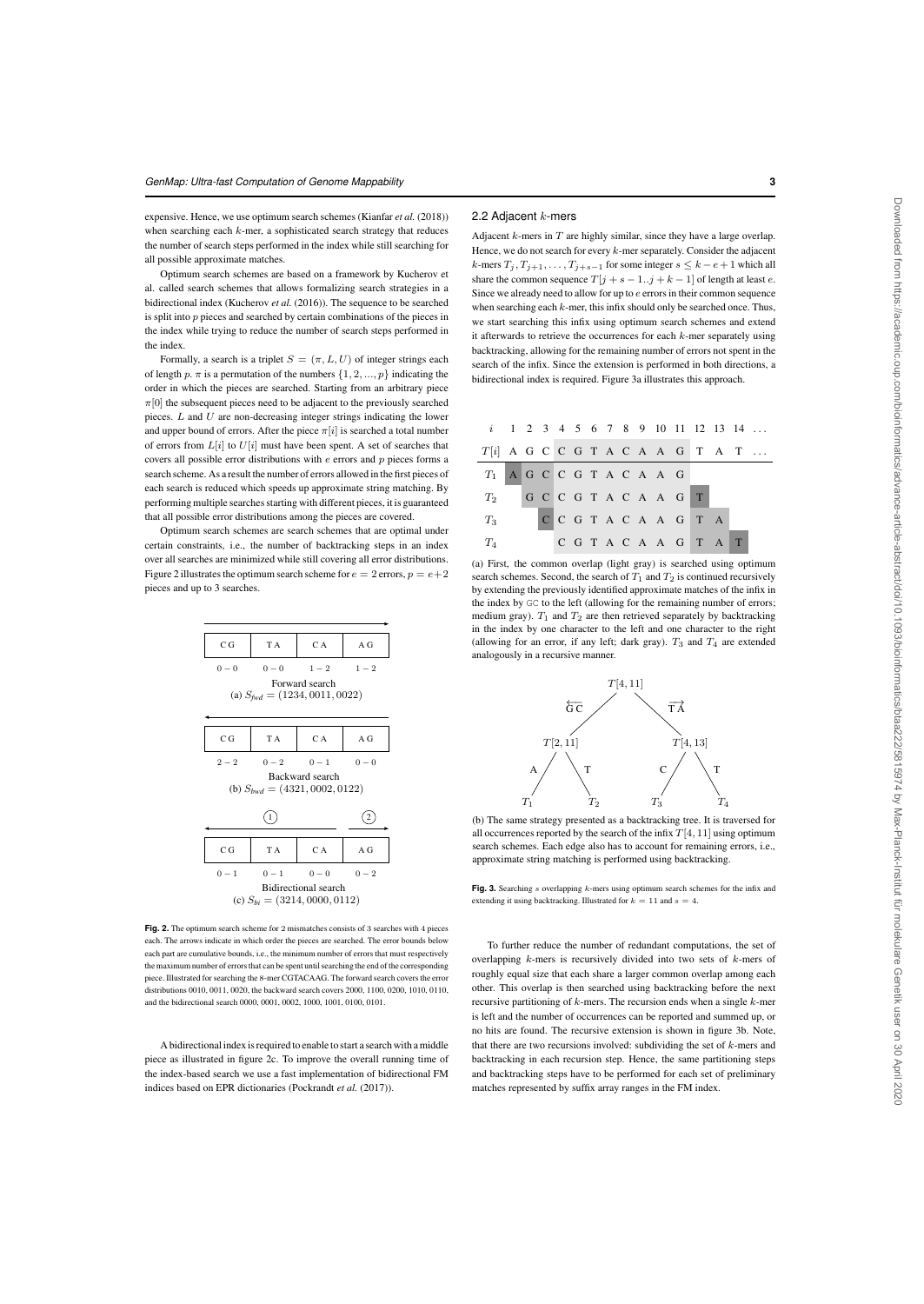expensive. Hence, we use optimum search schemes (Kianfar *et al.* (2018)) when searching each $k$-mer, a sophisticated search strategy that reduces the number of search steps performed in the index while still searching for all possible approximate matches.

Optimum search schemes are based on a framework by Kucherov et al. called search schemes that allows formalizing search strategies in a bidirectional index (Kucherov *et al.* (2016)). The sequence to be searched is split into $p$ pieces and searched by certain combinations of the pieces in the index while trying to reduce the number of search steps performed in the index.

Formally, a search is a triplet $S = (\pi, L, U)$ of integer strings each of length $p$. $\pi$ is a permutation of the numbers $\{1, 2, ..., p\}$ indicating the order in which the pieces are searched. Starting from an arbitrary piece $\pi[0]$ the subsequent pieces need to be adjacent to the previously searched pieces. $L$ and $U$ are non-decreasing integer strings indicating the lower and upper bound of errors. After the piece $\pi[i]$ is searched a total number of errors from $L[i]$ to $U[i]$ must have been spent. A set of searches that covers all possible error distributions with $e$ errors and $p$ pieces forms a search scheme. As a result the number of errors allowed in the first pieces of each search is reduced which speeds up approximate string matching. By performing multiple searches starting with different pieces, it is guaranteed that all possible error distributions among the pieces are covered.

Optimum search schemes are search schemes that are optimal under certain constraints, i.e., the number of backtracking steps in an index over all searches are minimized while still covering all error distributions. Figure 2 illustrates the optimum search scheme for $e = 2$ errors, $p = e+2$ pieces and up to 3 searches.

| CG | TA | CA | AG |
|---|---|---|---|
| 0 − 0 | 0 − 0 | 1 − 2 | 1 − 2 |

Forward search
(a) $S_{fwd} = (1234, 0011, 0022)$

| CG | TA | CA | AG |
|---|---|---|---|
| 2 − 2 | 0 − 2 | 0 − 1 | 0 − 0 |

Backward search
(b) $S_{bwd} = (4321, 0002, 0122)$

| CG | TA | CA | AG |
|---|---|---|---|
| 0 − 1 | 0 − 1 | 0 − 0 | 0 − 2 |

Bidirectional search
(c) $S_{bi} = (3214, 0000, 0112)$

**Fig. 2.** The optimum search scheme for 2 mismatches consists of 3 searches with 4 pieces each. The arrows indicate in which order the pieces are searched. The error bounds below each part are cumulative bounds, i.e., the minimum number of errors that must respectively the maximum number of errors that can be spent until searching the end of the corresponding piece. Illustrated for searching the 8-mer CGTACAAG. The forward search covers the error distributions 0010, 0011, 0020, the backward search covers 2000, 1100, 0200, 1010, 0110, and the bidirectional search 0000, 0001, 0002, 1000, 1001, 0100, 0101.

A bidirectional index is required to enable to start a search with a middle piece as illustrated in figure 2c. To improve the overall running time of the index-based search we use a fast implementation of bidirectional FM indices based on EPR dictionaries (Pockrandt *et al.* (2017)).

## 2.2 Adjacent $k$-mers

Adjacent $k$-mers in $T$ are highly similar, since they have a large overlap. Hence, we do not search for every $k$-mer separately. Consider the adjacent $k$-mers $T_j, T_{j+1}, \ldots, T_{j+s-1}$ for some integer $s \leq k - e + 1$ which all share the common sequence $T[j+s-1..j+k-1]$ of length at least $e$. Since we already need to allow for up to $e$ errors in their common sequence when searching each $k$-mer, this infix should only be searched once. Thus, we start searching this infix using optimum search schemes and extend it afterwards to retrieve the occurrences for each $k$-mer separately using backtracking, allowing for the remaining number of errors not spent in the search of the infix. Since the extension is performed in both directions, a bidirectional index is required. Figure 3a illustrates this approach.

| $i$ | 1 | 2 | 3 | 4 | 5 | 6 | 7 | 8 | 9 | 10 | 11 | 12 | 13 | 14 | ... |
|---|---|---|---|---|---|---|---|---|---|---|---|---|---|---|---|
| $T[i]$ | A | G | C | C | G | T | A | C | A | A | G | T | A | T | ... |
| $T_1$ | A | G | C | C | G | T | A | C | A | A | G | | | | |
| $T_2$ | | G | C | C | G | T | A | C | A | A | G | T | | | |
| $T_3$ | | | C | C | G | T | A | C | A | A | G | T | A | | |
| $T_4$ | | | | C | G | T | A | C | A | A | G | T | A | T | |

(a) First, the common overlap (light gray) is searched using optimum search schemes. Second, the search of $T_1$ and $T_2$ is continued recursively by extending the previously identified approximate matches of the infix in the index by GC to the left (allowing for the remaining number of errors; medium gray). $T_1$ and $T_2$ are then retrieved separately by backtracking in the index by one character to the left and one character to the right (allowing for an error, if any left; dark gray). $T_3$ and $T_4$ are extended analogously in a recursive manner.

(b) The same strategy presented as a backtracking tree. It is traversed for all occurrences reported by the search of the infix $T[4, 11]$ using optimum search schemes. Each edge also has to account for remaining errors, i.e., approximate string matching is performed using backtracking.

**Fig. 3.** Searching $s$ overlapping $k$-mers using optimum search schemes for the infix and extending it using backtracking. Illustrated for $k = 11$ and $s = 4$.

To further reduce the number of redundant computations, the set of overlapping $k$-mers is recursively divided into two sets of $k$-mers of roughly equal size that each share a larger common overlap among each other. This overlap is then searched using backtracking before the next recursive partitioning of $k$-mers. The recursion ends when a single $k$-mer is left and the number of occurrences can be reported and summed up, or no hits are found. The recursive extension is shown in figure 3b. Note, that there are two recursions involved: subdividing the set of $k$-mers and backtracking in each recursion step. Hence, the same partitioning steps and backtracking steps have to be performed for each set of preliminary matches represented by suffix array ranges in the FM index.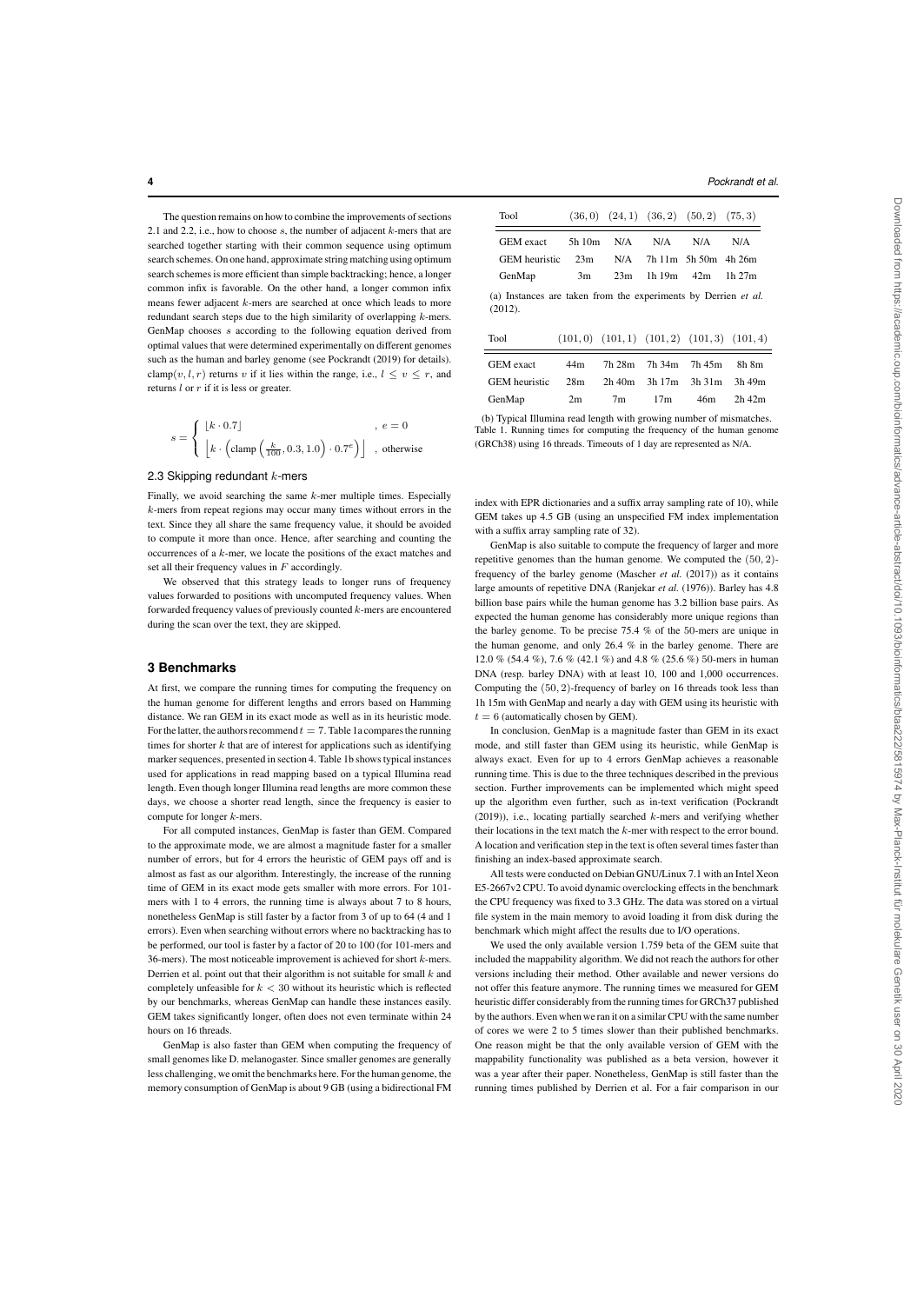The question remains on how to combine the improvements of sections 2.1 and 2.2, i.e., how to choose $s$, the number of adjacent $k$-mers that are searched together starting with their common sequence using optimum search schemes. On one hand, approximate string matching using optimum search schemes is more efficient than simple backtracking; hence, a longer common infix is favorable. On the other hand, a longer common infix means fewer adjacent $k$-mers are searched at once which leads to more redundant search steps due to the high similarity of overlapping $k$-mers. GenMap chooses $s$ according to the following equation derived from optimal values that were determined experimentally on different genomes such as the human and barley genome (see Pockrandt (2019) for details). $\text{clamp}(v, l, r)$ returns $v$ if it lies within the range, i.e., $l \leq v \leq r$, and returns $l$ or $r$ if it is less or greater.

$$s = \begin{cases} \lfloor k \cdot 0.7 \rfloor & , e = 0 \\ \left\lfloor k \cdot \left( \text{clamp}\left(\frac{k}{100}, 0.3, 1.0\right) \cdot 0.7^e \right) \right\rfloor & , \text{otherwise} \end{cases}$$

### 2.3 Skipping redundant $k$-mers

Finally, we avoid searching the same $k$-mer multiple times. Especially $k$-mers from repeat regions may occur many times without errors in the text. Since they all share the same frequency value, it should be avoided to compute it more than once. Hence, after searching and counting the occurrences of a $k$-mer, we locate the positions of the exact matches and set all their frequency values in $F$ accordingly.

We observed that this strategy leads to longer runs of frequency values forwarded to positions with uncomputed frequency values. When forwarded frequency values of previously counted $k$-mers are encountered during the scan over the text, they are skipped.

## 3 Benchmarks

At first, we compare the running times for computing the frequency on the human genome for different lengths and errors based on Hamming distance. We ran GEM in its exact mode as well as in its heuristic mode. For the latter, the authors recommend $t = 7$. Table 1a compares the running times for shorter $k$ that are of interest for applications such as identifying marker sequences, presented in section 4. Table 1b shows typical instances used for applications in read mapping based on a typical Illumina read length. Even though longer Illumina read lengths are more common these days, we choose a shorter read length, since the frequency is easier to compute for longer $k$-mers.

For all computed instances, GenMap is faster than GEM. Compared to the approximate mode, we are almost a magnitude faster for a smaller number of errors, but for 4 errors the heuristic of GEM pays off and is almost as fast as our algorithm. Interestingly, the increase of the running time of GEM in its exact mode gets smaller with more errors. For 101-mers with 1 to 4 errors, the running time is always about 7 to 8 hours, nonetheless GenMap is still faster by a factor from 3 of up to 64 (4 and 1 errors). Even when searching without errors where no backtracking has to be performed, our tool is faster by a factor of 20 to 100 (for 101-mers and 36-mers). The most noticeable improvement is achieved for short $k$-mers. Derrien et al. point out that their algorithm is not suitable for small $k$ and completely unfeasible for $k < 30$ without its heuristic which is reflected by our benchmarks, whereas GenMap can handle these instances easily. GEM takes significantly longer, often does not even terminate within 24 hours on 16 threads.

GenMap is also faster than GEM when computing the frequency of small genomes like D. melanogaster. Since smaller genomes are generally less challenging, we omit the benchmarks here. For the human genome, the memory consumption of GenMap is about 9 GB (using a bidirectional FM index with EPR dictionaries and a suffix array sampling rate of 10), while GEM takes up 4.5 GB (using an unspecified FM index implementation with a suffix array sampling rate of 32).

| Tool | $(36, 0)$ | $(24, 1)$ | $(36, 2)$ | $(50, 2)$ | $(75, 3)$ |
|---|---|---|---|---|---|
| GEM exact | 5h 10m | N/A | N/A | N/A | N/A |
| GEM heuristic | 23m | N/A | 7h 11m | 5h 50m | 4h 26m |
| GenMap | 3m | 23m | 1h 19m | 42m | 1h 27m |

(a) Instances are taken from the experiments by Derrien *et al.* (2012).

| Tool | $(101, 0)$ | $(101, 1)$ | $(101, 2)$ | $(101, 3)$ | $(101, 4)$ |
|---|---|---|---|---|---|
| GEM exact | 44m | 7h 28m | 7h 34m | 7h 45m | 8h 8m |
| GEM heuristic | 28m | 2h 40m | 3h 17m | 3h 31m | 3h 49m |
| GenMap | 2m | 7m | 17m | 46m | 2h 42m |

(b) Typical Illumina read length with growing number of mismatches.

Table 1. Running times for computing the frequency of the human genome (GRCh38) using 16 threads. Timeouts of 1 day are represented as N/A.

GenMap is also suitable to compute the frequency of larger and more repetitive genomes than the human genome. We computed the $(50, 2)$-frequency of the barley genome (Mascher *et al.* (2017)) as it contains large amounts of repetitive DNA (Ranjekar *et al.* (1976)). Barley has 4.8 billion base pairs while the human genome has 3.2 billion base pairs. As expected the human genome has considerably more unique regions than the barley genome. To be precise 75.4 % of the 50-mers are unique in the human genome, and only 26.4 % in the barley genome. There are 12.0 % (54.4 %), 7.6 % (42.1 %) and 4.8 % (25.6 %) 50-mers in human DNA (resp. barley DNA) with at least 10, 100 and 1,000 occurrences. Computing the $(50, 2)$-frequency of barley on 16 threads took less than 1h 15m with GenMap and nearly a day with GEM using its heuristic with $t = 6$ (automatically chosen by GEM).

In conclusion, GenMap is a magnitude faster than GEM in its exact mode, and still faster than GEM using its heuristic, while GenMap is always exact. Even for up to 4 errors GenMap achieves a reasonable running time. This is due to the three techniques described in the previous section. Further improvements can be implemented which might speed up the algorithm even further, such as in-text verification (Pockrandt (2019)), i.e., locating partially searched $k$-mers and verifying whether their locations in the text match the $k$-mer with respect to the error bound. A location and verification step in the text is often several times faster than finishing an index-based approximate search.

All tests were conducted on Debian GNU/Linux 7.1 with an Intel Xeon E5-2667v2 CPU. To avoid dynamic overclocking effects in the benchmark the CPU frequency was fixed to 3.3 GHz. The data was stored on a virtual file system in the main memory to avoid loading it from disk during the benchmark which might affect the results due to I/O operations.

We used the only available version 1.759 beta of the GEM suite that included the mappability algorithm. We did not reach the authors for other versions including their method. Other available and newer versions do not offer this feature anymore. The running times we measured for GEM heuristic differ considerably from the running times for GRCh37 published by the authors. Even when we ran it on a similar CPU with the same number of cores we were 2 to 5 times slower than their published benchmarks. One reason might be that the only available version of GEM with the mappability functionality was published as a beta version, however it was a year after their paper. Nonetheless, GenMap is still faster than the running times published by Derrien et al. For a fair comparison in our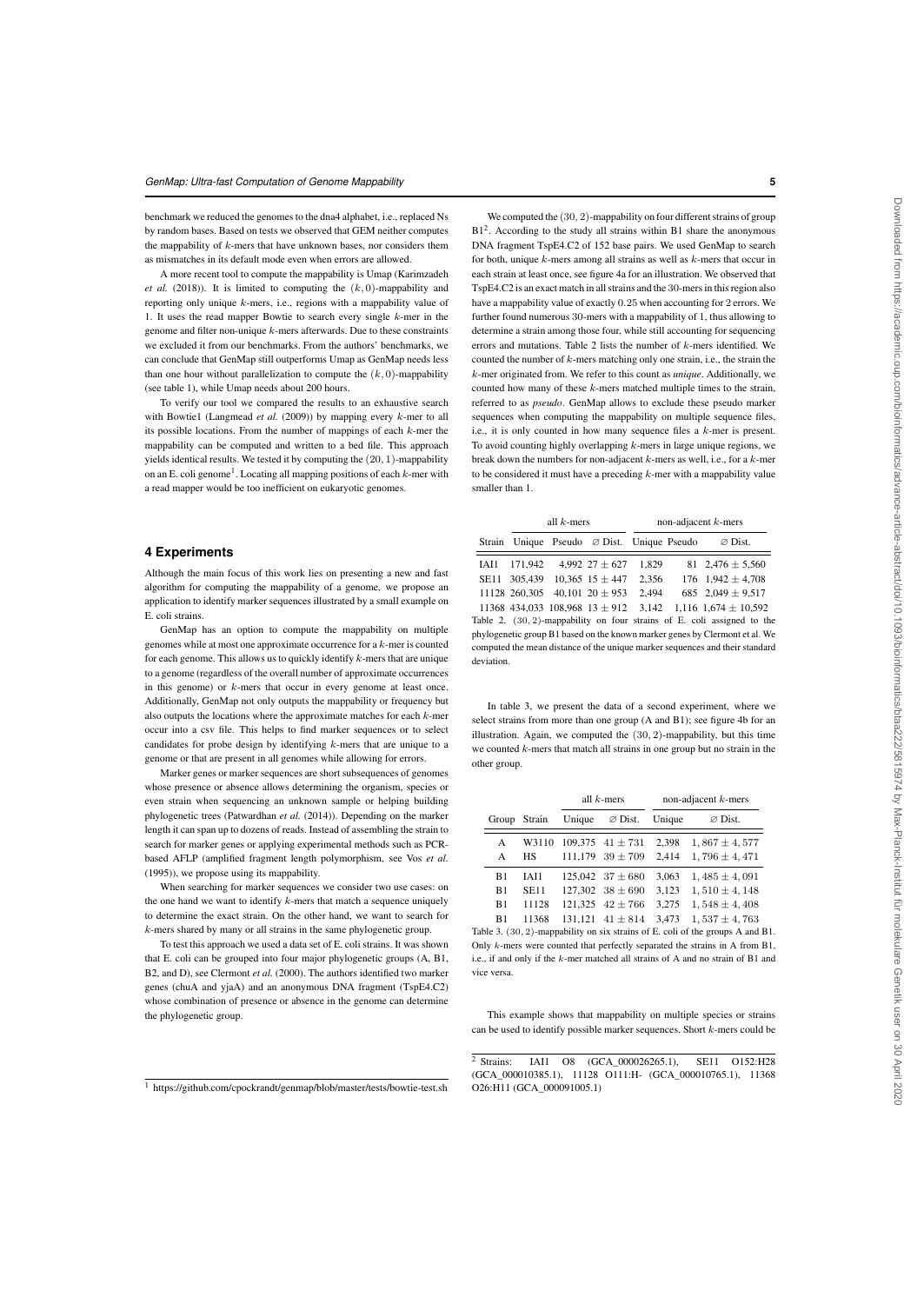benchmark we reduced the genomes to the dna4 alphabet, i.e., replaced Ns by random bases. Based on tests we observed that GEM neither computes the mappability of $k$-mers that have unknown bases, nor considers them as mismatches in its default mode even when errors are allowed.

A more recent tool to compute the mappability is Umap (Karimzadeh *et al.* (2018)). It is limited to computing the $(k, 0)$-mappability and reporting only unique $k$-mers, i.e., regions with a mappability value of 1. It uses the read mapper Bowtie to search every single $k$-mer in the genome and filter non-unique $k$-mers afterwards. Due to these constraints we excluded it from our benchmarks. From the authors' benchmarks, we can conclude that GenMap still outperforms Umap as GenMap needs less than one hour without parallelization to compute the $(k, 0)$-mappability (see table 1), while Umap needs about 200 hours.

To verify our tool we compared the results to an exhaustive search with Bowtie1 (Langmead *et al.* (2009)) by mapping every $k$-mer to all its possible locations. From the number of mappings of each $k$-mer the mappability can be computed and written to a bed file. This approach yields identical results. We tested it by computing the $(20, 1)$-mappability on an E. coli genome[1]. Locating all mapping positions of each $k$-mer with a read mapper would be too inefficient on eukaryotic genomes.

## 4 Experiments

Although the main focus of this work lies on presenting a new and fast algorithm for computing the mappability of a genome, we propose an application to identify marker sequences illustrated by a small example on E. coli strains.

GenMap has an option to compute the mappability on multiple genomes while at most one approximate occurrence for a $k$-mer is counted for each genome. This allows us to quickly identify $k$-mers that are unique to a genome (regardless of the overall number of approximate occurrences in this genome) or $k$-mers that occur in every genome at least once. Additionally, GenMap not only outputs the mappability or frequency but also outputs the locations where the approximate matches for each $k$-mer occur into a csv file. This helps to find marker sequences or to select candidates for probe design by identifying $k$-mers that are unique to a genome or that are present in all genomes while allowing for errors.

Marker genes or marker sequences are short subsequences of genomes whose presence or absence allows determining the organism, species or even strain when sequencing an unknown sample or helping building phylogenetic trees (Patwardhan *et al.* (2014)). Depending on the marker length it can span up to dozens of reads. Instead of assembling the strain to search for marker genes or applying experimental methods such as PCR-based AFLP (amplified fragment length polymorphism, see Vos *et al.* (1995)), we propose using its mappability.

When searching for marker sequences we consider two use cases: on the one hand we want to identify $k$-mers that match a sequence uniquely to determine the exact strain. On the other hand, we want to search for $k$-mers shared by many or all strains in the same phylogenetic group.

To test this approach we used a data set of E. coli strains. It was shown that E. coli can be grouped into four major phylogenetic groups (A, B1, B2, and D), see Clermont *et al.* (2000). The authors identified two marker genes (chuA and yjaA) and an anonymous DNA fragment (TspE4.C2) whose combination of presence or absence in the genome can determine the phylogenetic group.

We computed the $(30, 2)$-mappability on four different strains of group B1[2]. According to the study all strains within B1 share the anonymous DNA fragment TspE4.C2 of 152 base pairs. We used GenMap to search for both, unique $k$-mers among all strains as well as $k$-mers that occur in each strain at least once, see figure 4a for an illustration. We observed that TspE4.C2 is an exact match in all strains and the 30-mers in this region also have a mappability value of exactly 0.25 when accounting for 2 errors. We further found numerous 30-mers with a mappability of 1, thus allowing to determine a strain among those four, while still accounting for sequencing errors and mutations. Table 2 lists the number of $k$-mers identified. We counted the number of $k$-mers matching only one strain, i.e., the strain the $k$-mer originated from. We refer to this count as *unique*. Additionally, we counted how many of these $k$-mers matched multiple times to the strain, referred to as *pseudo*. GenMap allows to exclude these pseudo marker sequences when computing the mappability on multiple sequence files, i.e., it is only counted in how many sequence files a $k$-mer is present. To avoid counting highly overlapping $k$-mers in large unique regions, we break down the numbers for non-adjacent $k$-mers as well, i.e., for a $k$-mer to be considered it must have a preceding $k$-mer with a mappability value smaller than 1.

| | all $k$-mers | | | non-adjacent $k$-mers | | |
|---|---|---|---|---|---|---|
| Strain | Unique | Pseudo | ∅ Dist. | Unique | Pseudo | ∅ Dist. |
| IAI1 | 171,942 | 4,992 | $27 \pm 627$ | 1,829 | 81 | $2,476 \pm 5,560$ |
| SE11 | 305,439 | 10,365 | $15 \pm 447$ | 2,356 | 176 | $1,942 \pm 4,708$ |
| 11128 | 260,305 | 40,101 | $20 \pm 953$ | 2,494 | 685 | $2,049 \pm 9,517$ |
| 11368 | 434,033 | 108,968 | $13 \pm 912$ | 3,142 | 1,116 | $1,674 \pm 10,592$ |

Table 2. $(30, 2)$-mappability on four strains of E. coli assigned to the phylogenetic group B1 based on the known marker genes by Clermont et al. We computed the mean distance of the unique marker sequences and their standard deviation.

In table 3, we present the data of a second experiment, where we select strains from more than one group (A and B1); see figure 4b for an illustration. Again, we computed the $(30, 2)$-mappability, but this time we counted $k$-mers that match all strains in one group but no strain in the other group.

| | | all $k$-mers | | non-adjacent $k$-mers | |
|---|---|---|---|---|---|
| Group | Strain | Unique | ∅ Dist. | Unique | ∅ Dist. |
| A | W3110 | 109,375 | $41 \pm 731$ | 2,398 | $1,867 \pm 4,577$ |
| A | HS | 111,179 | $39 \pm 709$ | 2,414 | $1,796 \pm 4,471$ |
| B1 | IAI1 | 125,042 | $37 \pm 680$ | 3,063 | $1,485 \pm 4,091$ |
| B1 | SE11 | 127,302 | $38 \pm 690$ | 3,123 | $1,510 \pm 4,148$ |
| B1 | 11128 | 121,325 | $42 \pm 766$ | 3,275 | $1,548 \pm 4,408$ |
| B1 | 11368 | 131,121 | $41 \pm 814$ | 3,473 | $1,537 \pm 4,763$ |

Table 3. $(30, 2)$-mappability on six strains of E. coli of the groups A and B1. Only $k$-mers were counted that perfectly separated the strains in A from B1, i.e., if and only if the $k$-mer matched all strains of A and no strain of B1 and vice versa.

This example shows that mappability on multiple species or strains can be used to identify possible marker sequences. Short $k$-mers could be

[1] https://github.com/cpockrandt/genmap/blob/master/tests/bowtie-test.sh

[2] Strains: IAI1 O8 (GCA_000026265.1), SE11 O152:H28 (GCA_000010385.1), 11128 O111:H- (GCA_000010765.1), 11368 O26:H11 (GCA_000091005.1)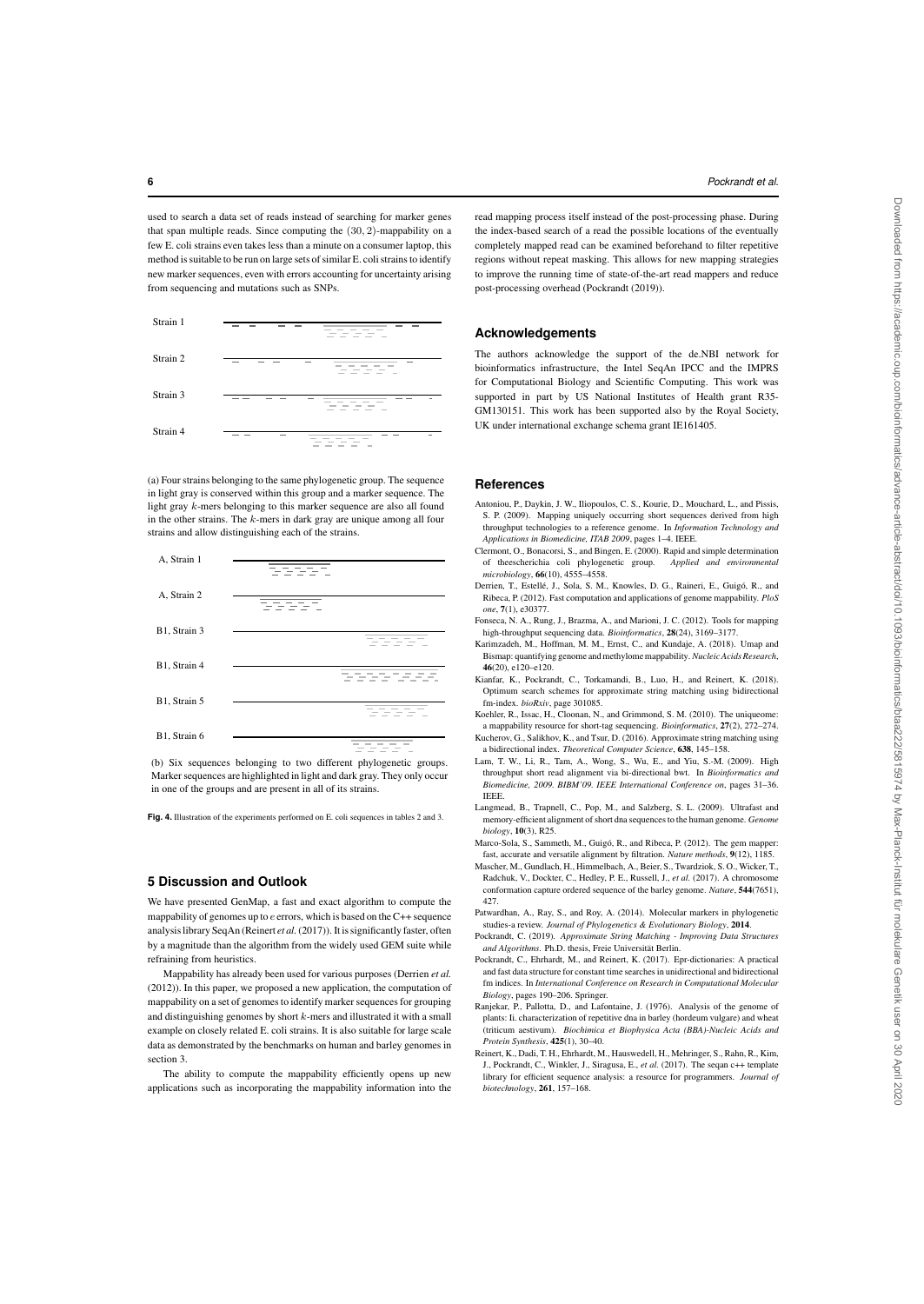used to search a data set of reads instead of searching for marker genes that span multiple reads. Since computing the $(30, 2)$-mappability on a few E. coli strains even takes less than a minute on a consumer laptop, this method is suitable to be run on large sets of similar E. coli strains to identify new marker sequences, even with errors accounting for uncertainty arising from sequencing and mutations such as SNPs.

Strain 1

Strain 2

Strain 3

Strain 4

(a) Four strains belonging to the same phylogenetic group. The sequence in light gray is conserved within this group and a marker sequence. The light gray $k$-mers belonging to this marker sequence are also all found in the other strains. The $k$-mers in dark gray are unique among all four strains and allow distinguishing each of the strains.

A, Strain 1

A, Strain 2

B1, Strain 3

B1, Strain 4

B1, Strain 5

B1, Strain 6

(b) Six sequences belonging to two different phylogenetic groups. Marker sequences are highlighted in light and dark gray. They only occur in one of the groups and are present in all of its strains.

**Fig. 4.** Illustration of the experiments performed on E. coli sequences in tables 2 and 3.

## 5 Discussion and Outlook

We have presented GenMap, a fast and exact algorithm to compute the mappability of genomes up to $e$ errors, which is based on the C++ sequence analysis library SeqAn (Reinert *et al.* (2017)). It is significantly faster, often by a magnitude than the algorithm from the widely used GEM suite while refraining from heuristics.

Mappability has already been used for various purposes (Derrien *et al.* (2012)). In this paper, we proposed a new application, the computation of mappability on a set of genomes to identify marker sequences for grouping and distinguishing genomes by short $k$-mers and illustrated it with a small example on closely related E. coli strains. It is also suitable for large scale data as demonstrated by the benchmarks on human and barley genomes in section 3.

The ability to compute the mappability efficiently opens up new applications such as incorporating the mappability information into the read mapping process itself instead of the post-processing phase. During the index-based search of a read the possible locations of the eventually completely mapped read can be examined beforehand to filter repetitive regions without repeat masking. This allows for new mapping strategies to improve the running time of state-of-the-art read mappers and reduce post-processing overhead (Pockrandt (2019)).

## Acknowledgements

The authors acknowledge the support of the de.NBI network for bioinformatics infrastructure, the Intel SeqAn IPCC and the IMPRS for Computational Biology and Scientific Computing. This work was supported in part by US National Institutes of Health grant R35-GM130151. This work has been supported also by the Royal Society, UK under international exchange schema grant IE161405.

## References

Antoniou, P., Daykin, J. W., Iliopoulos, C. S., Kourie, D., Mouchard, L., and Pissis, S. P. (2009). Mapping uniquely occurring short sequences derived from high throughput technologies to a reference genome. In *Information Technology and Applications in Biomedicine, ITAB 2009*, pages 1–4. IEEE.

Clermont, O., Bonacorsi, S., and Bingen, E. (2000). Rapid and simple determination of theescherichia coli phylogenetic group. *Applied and environmental microbiology*, **66**(10), 4555–4558.

Derrien, T., Estellé, J., Sola, S. M., Knowles, D. G., Raineri, E., Guigó, R., and Ribeca, P. (2012). Fast computation and applications of genome mappability. *PloS one*, **7**(1), e30377.

Fonseca, N. A., Rung, J., Brazma, A., and Marioni, J. C. (2012). Tools for mapping high-throughput sequencing data. *Bioinformatics*, **28**(24), 3169–3177.

Karimzadeh, M., Hoffman, M. M., Ernst, C., and Kundaje, A. (2018). Umap and Bismap: quantifying genome and methylome mappability. *Nucleic Acids Research*, **46**(20), e120–e120.

Kianfar, K., Pockrandt, C., Torkamandi, B., Luo, H., and Reinert, K. (2018). Optimum search schemes for approximate string matching using bidirectional fm-index. *bioRxiv*, page 301085.

Koehler, R., Issac, H., Cloonan, N., and Grimmond, S. M. (2010). The uniqueome: a mappability resource for short-tag sequencing. *Bioinformatics*, **27**(2), 272–274.

Kucherov, G., Salikhov, K., and Tsur, D. (2016). Approximate string matching using a bidirectional index. *Theoretical Computer Science*, **638**, 145–158.

Lam, T. W., Li, R., Tam, A., Wong, S., Wu, E., and Yiu, S.-M. (2009). High throughput short read alignment via bi-directional bwt. In *Bioinformatics and Biomedicine, 2009. BIBM'09. IEEE International Conference on*, pages 31–36. IEEE.

Langmead, B., Trapnell, C., Pop, M., and Salzberg, S. L. (2009). Ultrafast and memory-efficient alignment of short dna sequences to the human genome. *Genome biology*, **10**(3), R25.

Marco-Sola, S., Sammeth, M., Guigó, R., and Ribeca, P. (2012). The gem mapper: fast, accurate and versatile alignment by filtration. *Nature methods*, **9**(12), 1185.

Mascher, M., Gundlach, H., Himmelbach, A., Beier, S., Twardziok, S. O., Wicker, T., Radchuk, V., Dockter, C., Hedley, P. E., Russell, J., *et al.* (2017). A chromosome conformation capture ordered sequence of the barley genome. *Nature*, **544**(7651), 427.

Patwardhan, A., Ray, S., and Roy, A. (2014). Molecular markers in phylogenetic studies-a review. *Journal of Phylogenetics & Evolutionary Biology*, **2014**.

Pockrandt, C. (2019). *Approximate String Matching - Improving Data Structures and Algorithms*. Ph.D. thesis, Freie Universität Berlin.

Pockrandt, C., Ehrhardt, M., and Reinert, K. (2017). Epr-dictionaries: A practical and fast data structure for constant time searches in unidirectional and bidirectional fm indices. In *International Conference on Research in Computational Molecular Biology*, pages 190–206. Springer.

Ranjekar, P., Pallotta, D., and Lafontaine, J. (1976). Analysis of the genome of plants: Ii. characterization of repetitive dna in barley (hordeum vulgare) and wheat (triticum aestivum). *Biochimica et Biophysica Acta (BBA)-Nucleic Acids and Protein Synthesis*, **425**(1), 30–40.

Reinert, K., Dadi, T. H., Ehrhardt, M., Hauswedell, H., Mehringer, S., Rahn, R., Kim, J., Pockrandt, C., Winkler, J., Siragusa, E., *et al.* (2017). The seqan c++ template library for efficient sequence analysis: a resource for programmers. *Journal of biotechnology*, **261**, 157–168.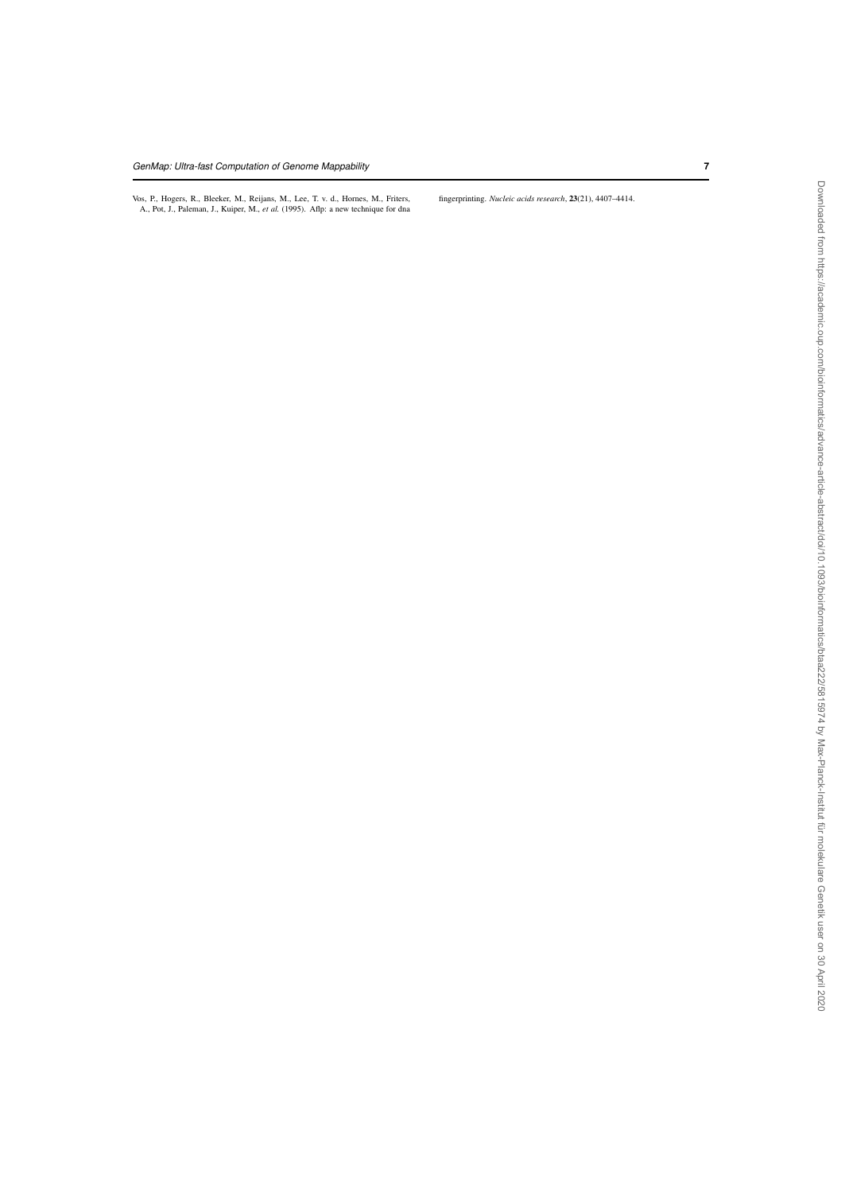Vos, P., Hogers, R., Bleeker, M., Reijans, M., Lee, T. v. d., Hornes, M., Friters, A., Pot, J., Paleman, J., Kuiper, M., *et al.* (1995). Aflp: a new technique for dna fingerprinting. *Nucleic acids research*, **23**(21), 4407–4414.